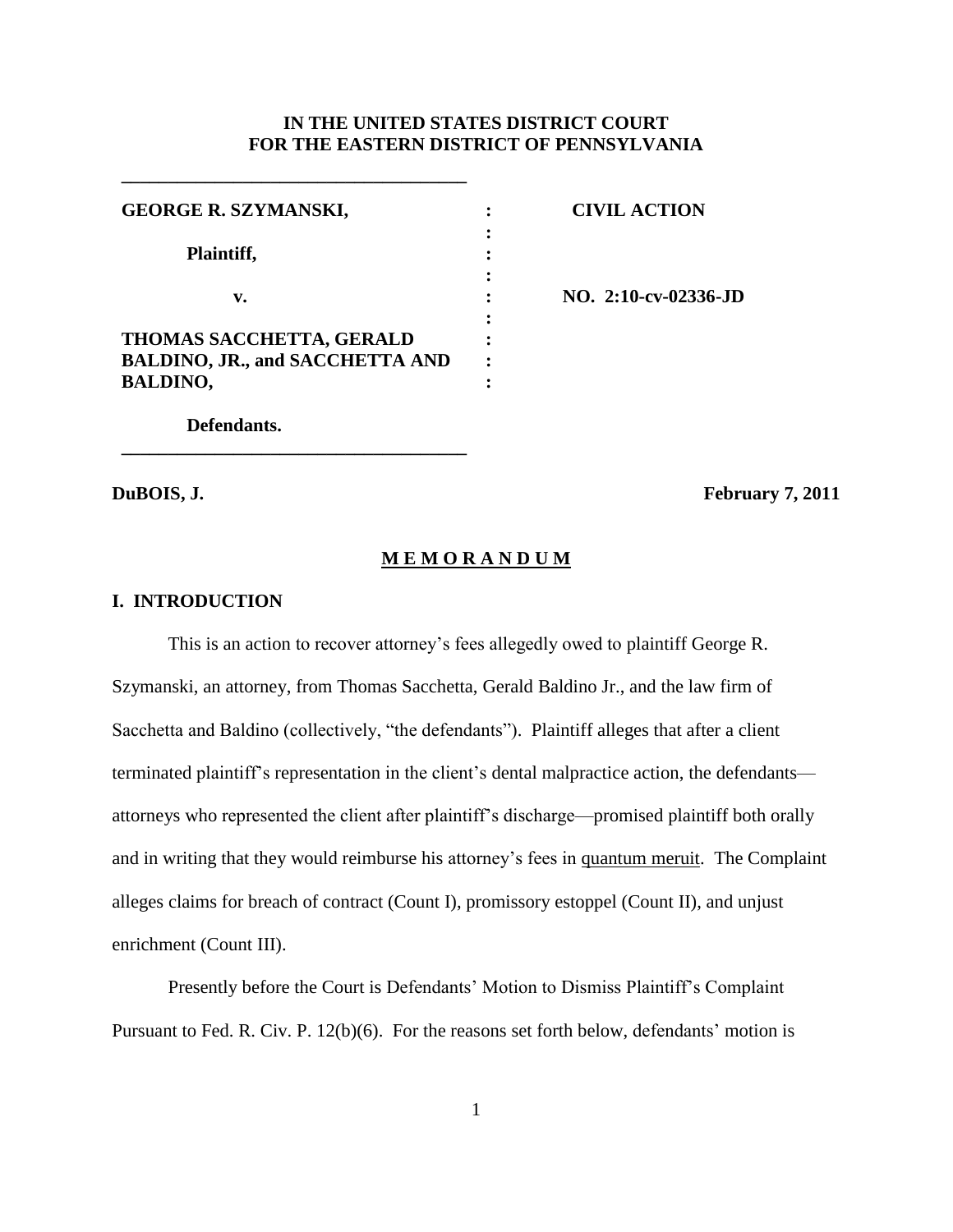**IN THE UNITED STATES DISTRICT COURT**
**FOR THE EASTERN DISTRICT OF PENNSYLVANIA**

| | | |
|---|---|---|
| **GEORGE R. SZYMANSKI,** | : | **CIVIL ACTION** |
| **Plaintiff,** | : | |
| **v.** | : | **NO. 2:10-cv-02336-JD** |
| **THOMAS SACCHETTA, GERALD BALDINO, JR., and SACCHETTA AND BALDINO,** | : | |
| **Defendants.** | | |

**DuBOIS, J.** **February 7, 2011**

## M E M O R A N D U M

### I. INTRODUCTION

This is an action to recover attorney's fees allegedly owed to plaintiff George R. Szymanski, an attorney, from Thomas Sacchetta, Gerald Baldino Jr., and the law firm of Sacchetta and Baldino (collectively, "the defendants"). Plaintiff alleges that after a client terminated plaintiff's representation in the client's dental malpractice action, the defendants—attorneys who represented the client after plaintiff's discharge—promised plaintiff both orally and in writing that they would reimburse his attorney's fees in quantum meruit. The Complaint alleges claims for breach of contract (Count I), promissory estoppel (Count II), and unjust enrichment (Count III).

Presently before the Court is Defendants' Motion to Dismiss Plaintiff's Complaint Pursuant to Fed. R. Civ. P. 12(b)(6). For the reasons set forth below, defendants' motion is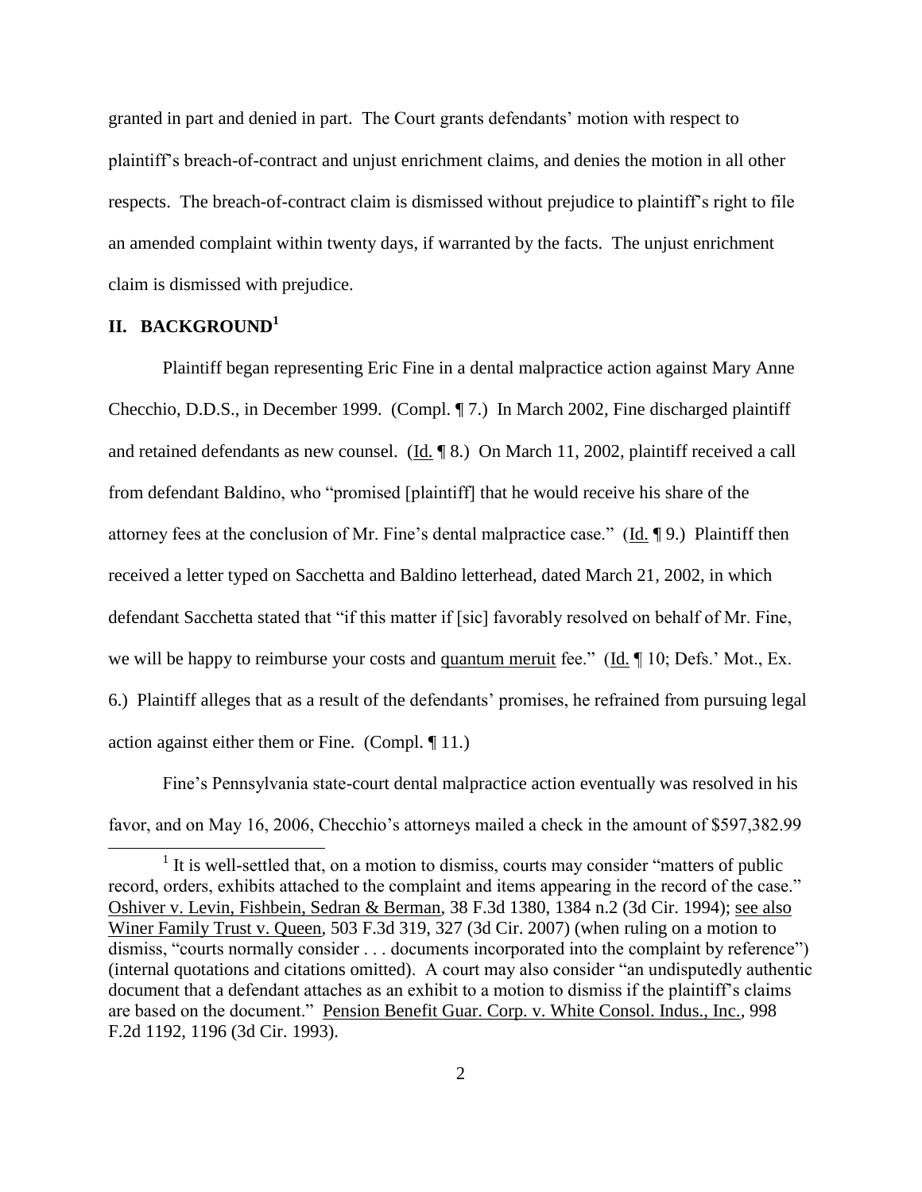granted in part and denied in part. The Court grants defendants' motion with respect to plaintiff's breach-of-contract and unjust enrichment claims, and denies the motion in all other respects. The breach-of-contract claim is dismissed without prejudice to plaintiff's right to file an amended complaint within twenty days, if warranted by the facts. The unjust enrichment claim is dismissed with prejudice.

## II. BACKGROUND[1]

Plaintiff began representing Eric Fine in a dental malpractice action against Mary Anne Checchio, D.D.S., in December 1999. (Compl. ¶ 7.) In March 2002, Fine discharged plaintiff and retained defendants as new counsel. (Id. ¶ 8.) On March 11, 2002, plaintiff received a call from defendant Baldino, who "promised [plaintiff] that he would receive his share of the attorney fees at the conclusion of Mr. Fine's dental malpractice case." (Id. ¶ 9.) Plaintiff then received a letter typed on Sacchetta and Baldino letterhead, dated March 21, 2002, in which defendant Sacchetta stated that "if this matter if [sic] favorably resolved on behalf of Mr. Fine, we will be happy to reimburse your costs and quantum meruit fee." (Id. ¶ 10; Defs.' Mot., Ex. 6.) Plaintiff alleges that as a result of the defendants' promises, he refrained from pursuing legal action against either them or Fine. (Compl. ¶ 11.)

Fine's Pennsylvania state-court dental malpractice action eventually was resolved in his favor, and on May 16, 2006, Checchio's attorneys mailed a check in the amount of $597,382.99

[1] It is well-settled that, on a motion to dismiss, courts may consider "matters of public record, orders, exhibits attached to the complaint and items appearing in the record of the case." Oshiver v. Levin, Fishbein, Sedran & Berman, 38 F.3d 1380, 1384 n.2 (3d Cir. 1994); see also Winer Family Trust v. Queen, 503 F.3d 319, 327 (3d Cir. 2007) (when ruling on a motion to dismiss, "courts normally consider . . . documents incorporated into the complaint by reference") (internal quotations and citations omitted). A court may also consider "an undisputedly authentic document that a defendant attaches as an exhibit to a motion to dismiss if the plaintiff's claims are based on the document." Pension Benefit Guar. Corp. v. White Consol. Indus., Inc., 998 F.2d 1192, 1196 (3d Cir. 1993).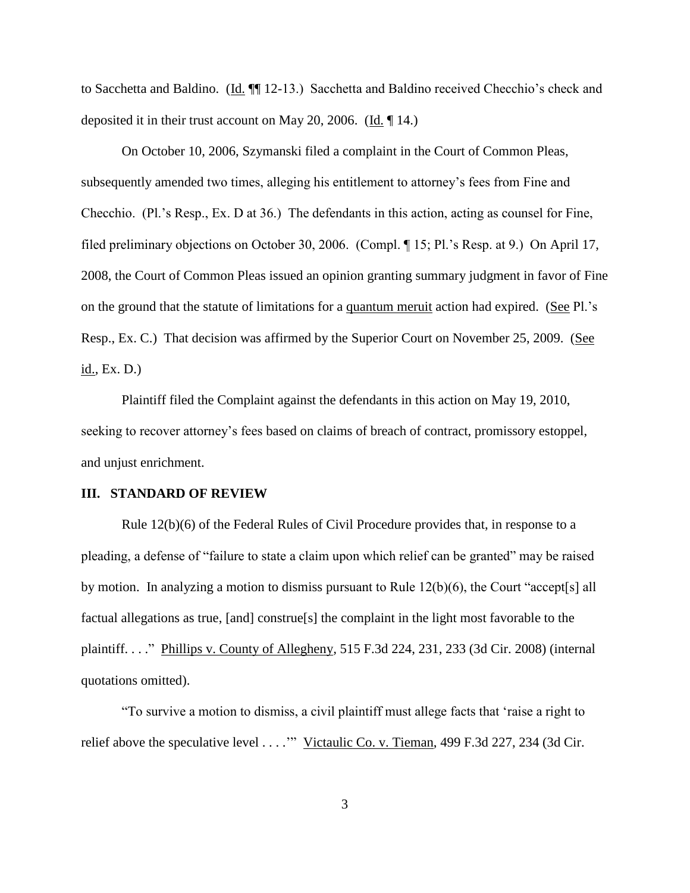to Sacchetta and Baldino. (Id. ¶¶ 12-13.) Sacchetta and Baldino received Checchio's check and deposited it in their trust account on May 20, 2006. (Id. ¶ 14.)

On October 10, 2006, Szymanski filed a complaint in the Court of Common Pleas, subsequently amended two times, alleging his entitlement to attorney's fees from Fine and Checchio. (Pl.'s Resp., Ex. D at 36.) The defendants in this action, acting as counsel for Fine, filed preliminary objections on October 30, 2006. (Compl. ¶ 15; Pl.'s Resp. at 9.) On April 17, 2008, the Court of Common Pleas issued an opinion granting summary judgment in favor of Fine on the ground that the statute of limitations for a quantum meruit action had expired. (See Pl.'s Resp., Ex. C.) That decision was affirmed by the Superior Court on November 25, 2009. (See id., Ex. D.)

Plaintiff filed the Complaint against the defendants in this action on May 19, 2010, seeking to recover attorney's fees based on claims of breach of contract, promissory estoppel, and unjust enrichment.

## III. STANDARD OF REVIEW

Rule 12(b)(6) of the Federal Rules of Civil Procedure provides that, in response to a pleading, a defense of "failure to state a claim upon which relief can be granted" may be raised by motion. In analyzing a motion to dismiss pursuant to Rule 12(b)(6), the Court "accept[s] all factual allegations as true, [and] construe[s] the complaint in the light most favorable to the plaintiff. . . ." Phillips v. County of Allegheny, 515 F.3d 224, 231, 233 (3d Cir. 2008) (internal quotations omitted).

"To survive a motion to dismiss, a civil plaintiff must allege facts that 'raise a right to relief above the speculative level . . . .'" Victaulic Co. v. Tieman, 499 F.3d 227, 234 (3d Cir.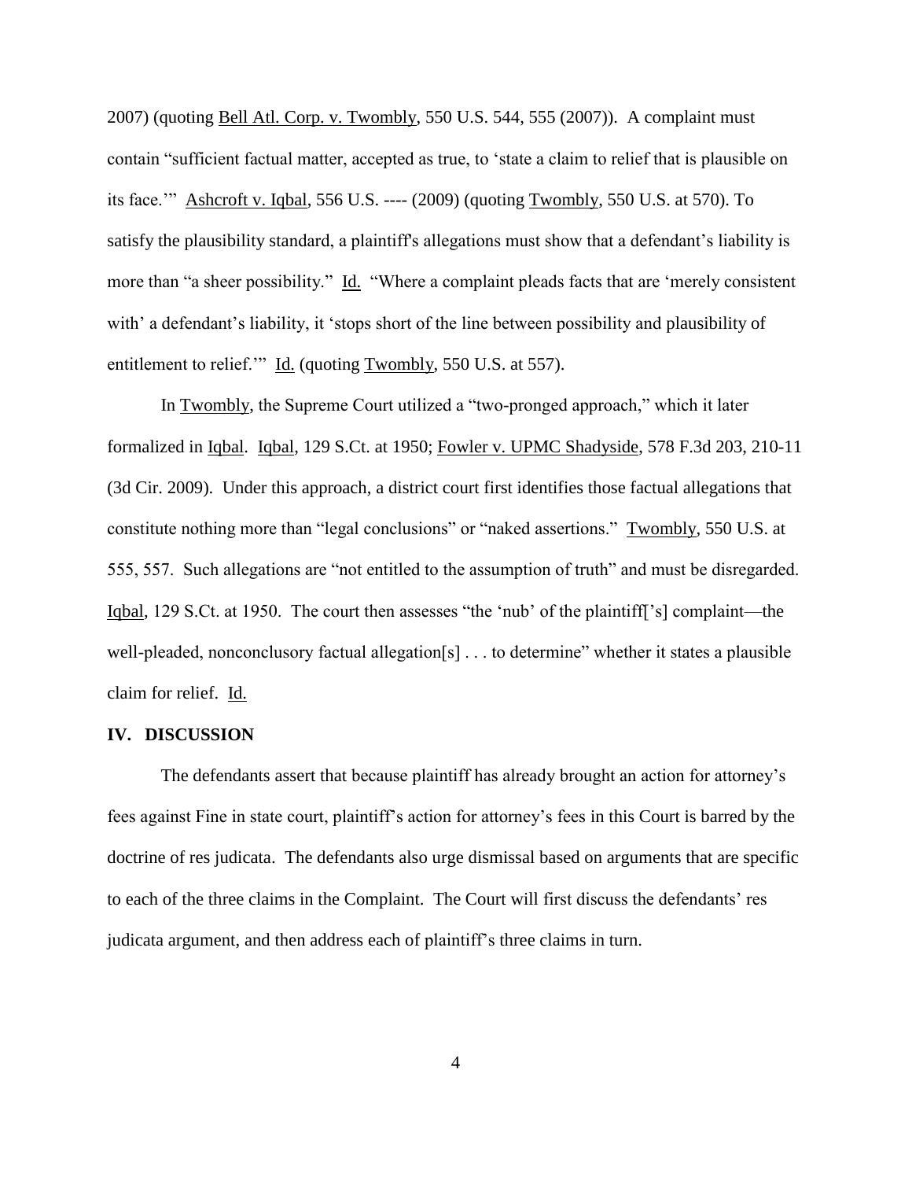2007) (quoting Bell Atl. Corp. v. Twombly, 550 U.S. 544, 555 (2007)). A complaint must contain "sufficient factual matter, accepted as true, to 'state a claim to relief that is plausible on its face.'" Ashcroft v. Iqbal, 556 U.S. ---- (2009) (quoting Twombly, 550 U.S. at 570). To satisfy the plausibility standard, a plaintiff's allegations must show that a defendant's liability is more than "a sheer possibility." Id. "Where a complaint pleads facts that are 'merely consistent with' a defendant's liability, it 'stops short of the line between possibility and plausibility of entitlement to relief.'" Id. (quoting Twombly, 550 U.S. at 557).

In Twombly, the Supreme Court utilized a "two-pronged approach," which it later formalized in Iqbal. Iqbal, 129 S.Ct. at 1950; Fowler v. UPMC Shadyside, 578 F.3d 203, 210-11 (3d Cir. 2009). Under this approach, a district court first identifies those factual allegations that constitute nothing more than "legal conclusions" or "naked assertions." Twombly, 550 U.S. at 555, 557. Such allegations are "not entitled to the assumption of truth" and must be disregarded. Iqbal, 129 S.Ct. at 1950. The court then assesses "the 'nub' of the plaintiff['s] complaint—the well-pleaded, nonconclusory factual allegation[s] . . . to determine" whether it states a plausible claim for relief. Id.

## IV. DISCUSSION

The defendants assert that because plaintiff has already brought an action for attorney's fees against Fine in state court, plaintiff's action for attorney's fees in this Court is barred by the doctrine of res judicata. The defendants also urge dismissal based on arguments that are specific to each of the three claims in the Complaint. The Court will first discuss the defendants' res judicata argument, and then address each of plaintiff's three claims in turn.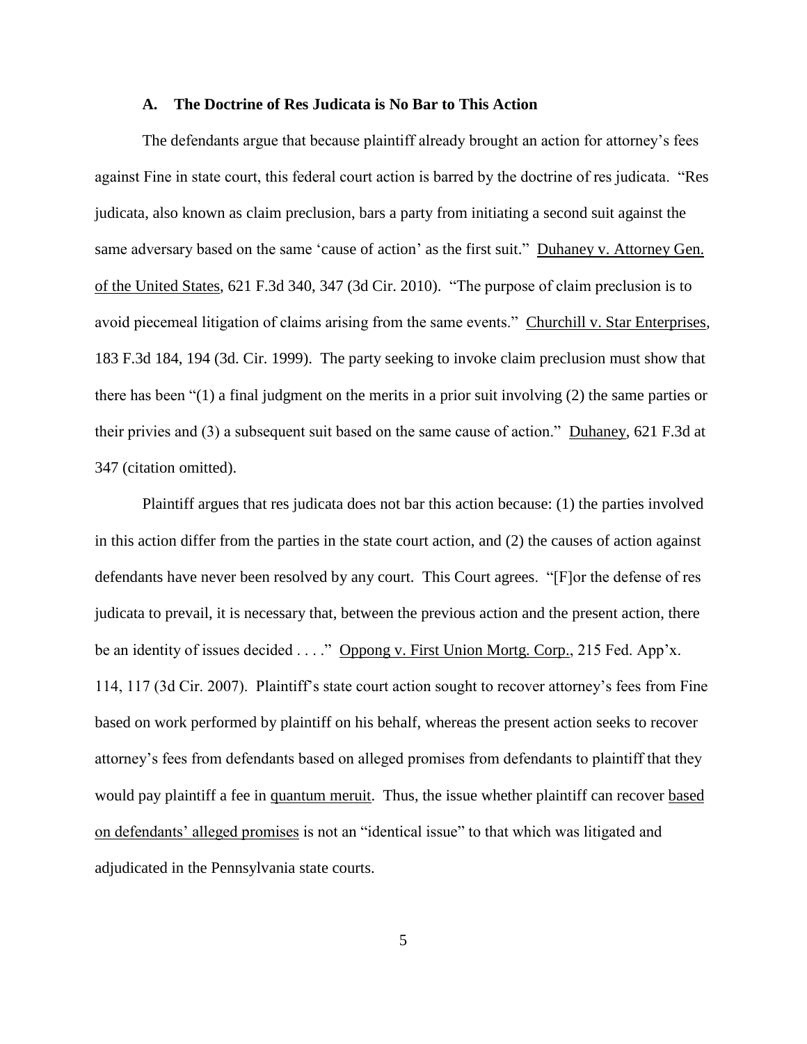### A. The Doctrine of Res Judicata is No Bar to This Action

The defendants argue that because plaintiff already brought an action for attorney's fees against Fine in state court, this federal court action is barred by the doctrine of res judicata. "Res judicata, also known as claim preclusion, bars a party from initiating a second suit against the same adversary based on the same 'cause of action' as the first suit." Duhaney v. Attorney Gen. of the United States, 621 F.3d 340, 347 (3d Cir. 2010). "The purpose of claim preclusion is to avoid piecemeal litigation of claims arising from the same events." Churchill v. Star Enterprises, 183 F.3d 184, 194 (3d. Cir. 1999). The party seeking to invoke claim preclusion must show that there has been "(1) a final judgment on the merits in a prior suit involving (2) the same parties or their privies and (3) a subsequent suit based on the same cause of action." Duhaney, 621 F.3d at 347 (citation omitted).

Plaintiff argues that res judicata does not bar this action because: (1) the parties involved in this action differ from the parties in the state court action, and (2) the causes of action against defendants have never been resolved by any court. This Court agrees. "[F]or the defense of res judicata to prevail, it is necessary that, between the previous action and the present action, there be an identity of issues decided . . . ." Oppong v. First Union Mortg. Corp., 215 Fed. App'x. 114, 117 (3d Cir. 2007). Plaintiff's state court action sought to recover attorney's fees from Fine based on work performed by plaintiff on his behalf, whereas the present action seeks to recover attorney's fees from defendants based on alleged promises from defendants to plaintiff that they would pay plaintiff a fee in quantum meruit. Thus, the issue whether plaintiff can recover based on defendants' alleged promises is not an "identical issue" to that which was litigated and adjudicated in the Pennsylvania state courts.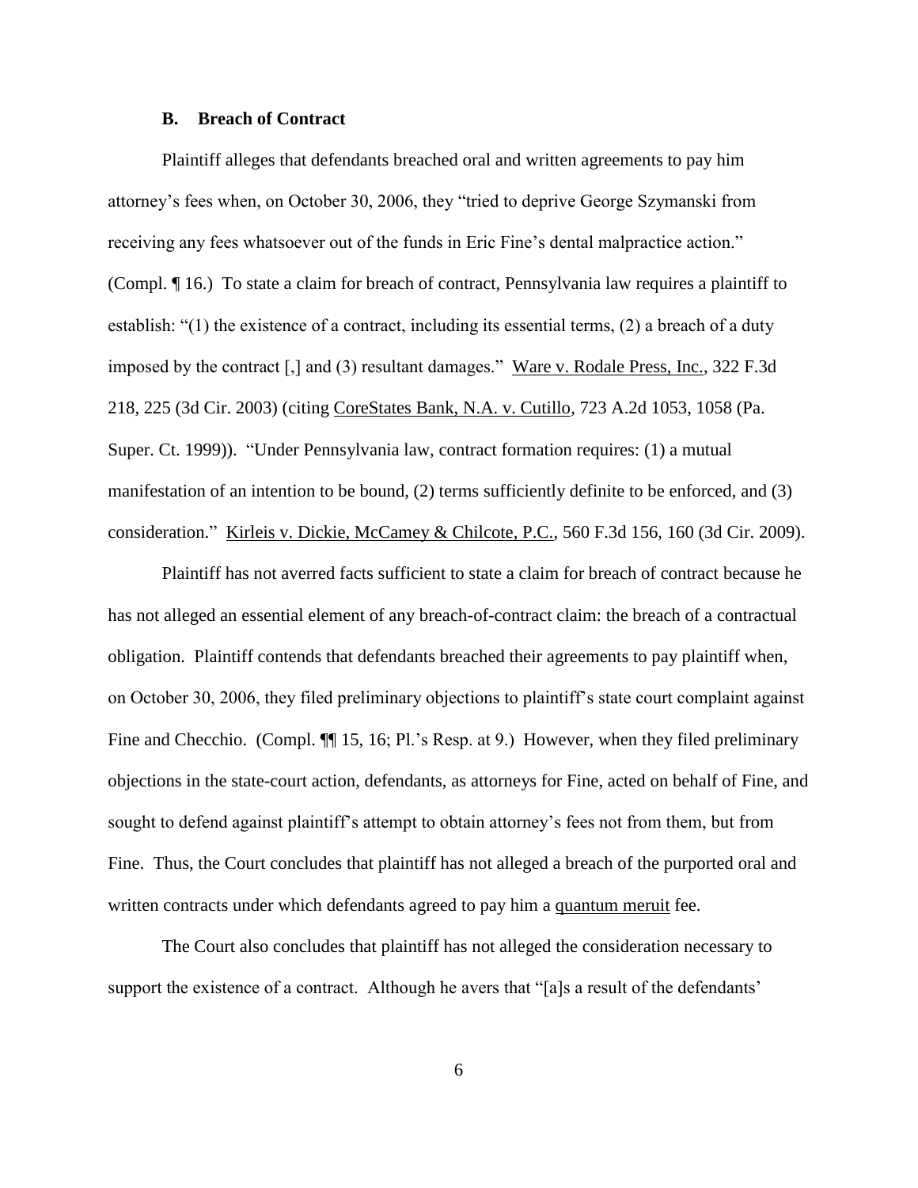### B. Breach of Contract

Plaintiff alleges that defendants breached oral and written agreements to pay him attorney's fees when, on October 30, 2006, they "tried to deprive George Szymanski from receiving any fees whatsoever out of the funds in Eric Fine's dental malpractice action." (Compl. ¶ 16.) To state a claim for breach of contract, Pennsylvania law requires a plaintiff to establish: "(1) the existence of a contract, including its essential terms, (2) a breach of a duty imposed by the contract [,] and (3) resultant damages." Ware v. Rodale Press, Inc., 322 F.3d 218, 225 (3d Cir. 2003) (citing CoreStates Bank, N.A. v. Cutillo, 723 A.2d 1053, 1058 (Pa. Super. Ct. 1999)). "Under Pennsylvania law, contract formation requires: (1) a mutual manifestation of an intention to be bound, (2) terms sufficiently definite to be enforced, and (3) consideration." Kirleis v. Dickie, McCamey & Chilcote, P.C., 560 F.3d 156, 160 (3d Cir. 2009).

Plaintiff has not averred facts sufficient to state a claim for breach of contract because he has not alleged an essential element of any breach-of-contract claim: the breach of a contractual obligation. Plaintiff contends that defendants breached their agreements to pay plaintiff when, on October 30, 2006, they filed preliminary objections to plaintiff's state court complaint against Fine and Checchio. (Compl. ¶¶ 15, 16; Pl.'s Resp. at 9.) However, when they filed preliminary objections in the state-court action, defendants, as attorneys for Fine, acted on behalf of Fine, and sought to defend against plaintiff's attempt to obtain attorney's fees not from them, but from Fine. Thus, the Court concludes that plaintiff has not alleged a breach of the purported oral and written contracts under which defendants agreed to pay him a quantum meruit fee.

The Court also concludes that plaintiff has not alleged the consideration necessary to support the existence of a contract. Although he avers that "[a]s a result of the defendants'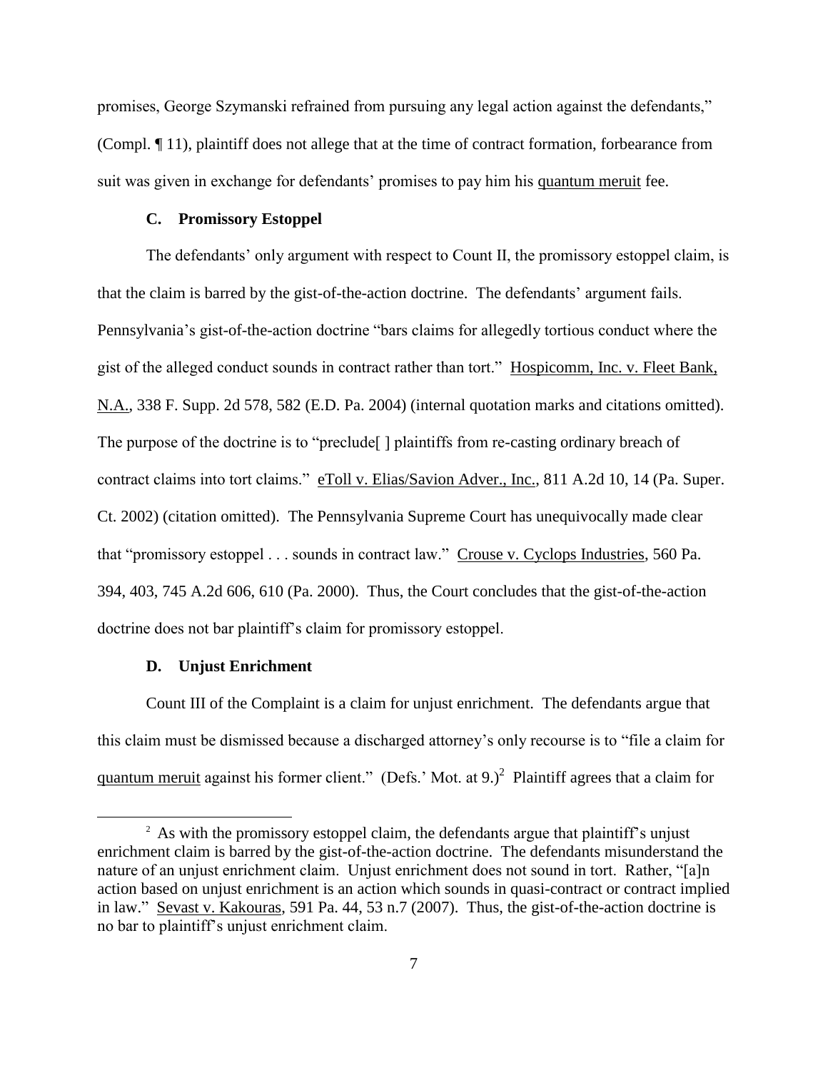promises, George Szymanski refrained from pursuing any legal action against the defendants," (Compl. ¶ 11), plaintiff does not allege that at the time of contract formation, forbearance from suit was given in exchange for defendants' promises to pay him his quantum meruit fee.

### C. Promissory Estoppel

The defendants' only argument with respect to Count II, the promissory estoppel claim, is that the claim is barred by the gist-of-the-action doctrine. The defendants' argument fails. Pennsylvania's gist-of-the-action doctrine "bars claims for allegedly tortious conduct where the gist of the alleged conduct sounds in contract rather than tort." Hospicomm, Inc. v. Fleet Bank, N.A., 338 F. Supp. 2d 578, 582 (E.D. Pa. 2004) (internal quotation marks and citations omitted). The purpose of the doctrine is to "preclude[ ] plaintiffs from re-casting ordinary breach of contract claims into tort claims." eToll v. Elias/Savion Adver., Inc., 811 A.2d 10, 14 (Pa. Super. Ct. 2002) (citation omitted). The Pennsylvania Supreme Court has unequivocally made clear that "promissory estoppel . . . sounds in contract law." Crouse v. Cyclops Industries, 560 Pa. 394, 403, 745 A.2d 606, 610 (Pa. 2000). Thus, the Court concludes that the gist-of-the-action doctrine does not bar plaintiff's claim for promissory estoppel.

### D. Unjust Enrichment

Count III of the Complaint is a claim for unjust enrichment. The defendants argue that this claim must be dismissed because a discharged attorney's only recourse is to "file a claim for quantum meruit against his former client." (Defs.' Mot. at 9.)[2] Plaintiff agrees that a claim for

---

[2] As with the promissory estoppel claim, the defendants argue that plaintiff's unjust enrichment claim is barred by the gist-of-the-action doctrine. The defendants misunderstand the nature of an unjust enrichment claim. Unjust enrichment does not sound in tort. Rather, "[a]n action based on unjust enrichment is an action which sounds in quasi-contract or contract implied in law." Sevast v. Kakouras, 591 Pa. 44, 53 n.7 (2007). Thus, the gist-of-the-action doctrine is no bar to plaintiff's unjust enrichment claim.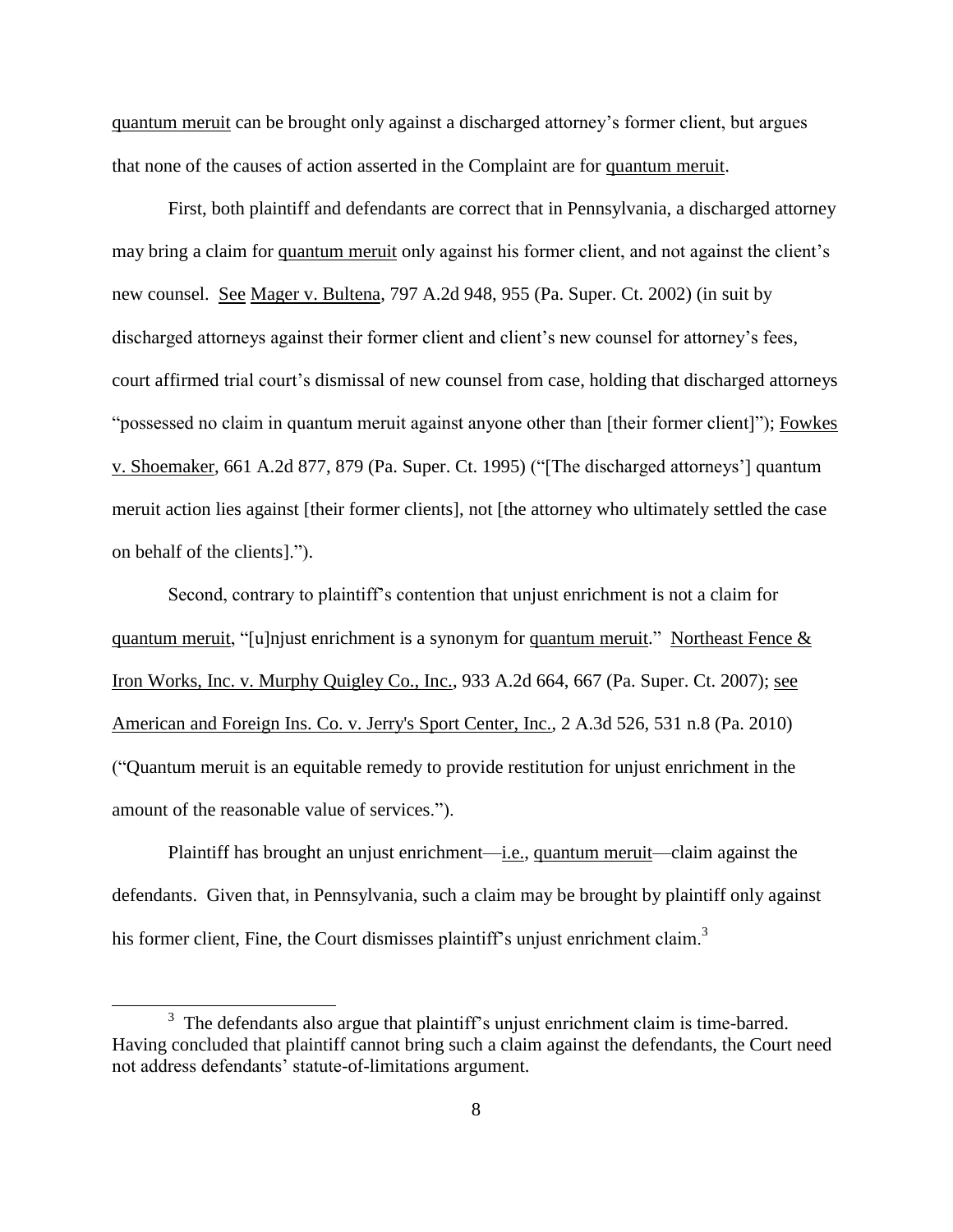quantum meruit can be brought only against a discharged attorney's former client, but argues that none of the causes of action asserted in the Complaint are for quantum meruit.

First, both plaintiff and defendants are correct that in Pennsylvania, a discharged attorney may bring a claim for quantum meruit only against his former client, and not against the client's new counsel. See Mager v. Bultena, 797 A.2d 948, 955 (Pa. Super. Ct. 2002) (in suit by discharged attorneys against their former client and client's new counsel for attorney's fees, court affirmed trial court's dismissal of new counsel from case, holding that discharged attorneys "possessed no claim in quantum meruit against anyone other than [their former client]"); Fowkes v. Shoemaker, 661 A.2d 877, 879 (Pa. Super. Ct. 1995) ("[The discharged attorneys'] quantum meruit action lies against [their former clients], not [the attorney who ultimately settled the case on behalf of the clients].").

Second, contrary to plaintiff's contention that unjust enrichment is not a claim for quantum meruit, "[u]njust enrichment is a synonym for quantum meruit." Northeast Fence & Iron Works, Inc. v. Murphy Quigley Co., Inc., 933 A.2d 664, 667 (Pa. Super. Ct. 2007); see American and Foreign Ins. Co. v. Jerry's Sport Center, Inc., 2 A.3d 526, 531 n.8 (Pa. 2010) ("Quantum meruit is an equitable remedy to provide restitution for unjust enrichment in the amount of the reasonable value of services.").

Plaintiff has brought an unjust enrichment—i.e., quantum meruit—claim against the defendants. Given that, in Pennsylvania, such a claim may be brought by plaintiff only against his former client, Fine, the Court dismisses plaintiff's unjust enrichment claim.[3]

[3] The defendants also argue that plaintiff's unjust enrichment claim is time-barred. Having concluded that plaintiff cannot bring such a claim against the defendants, the Court need not address defendants' statute-of-limitations argument.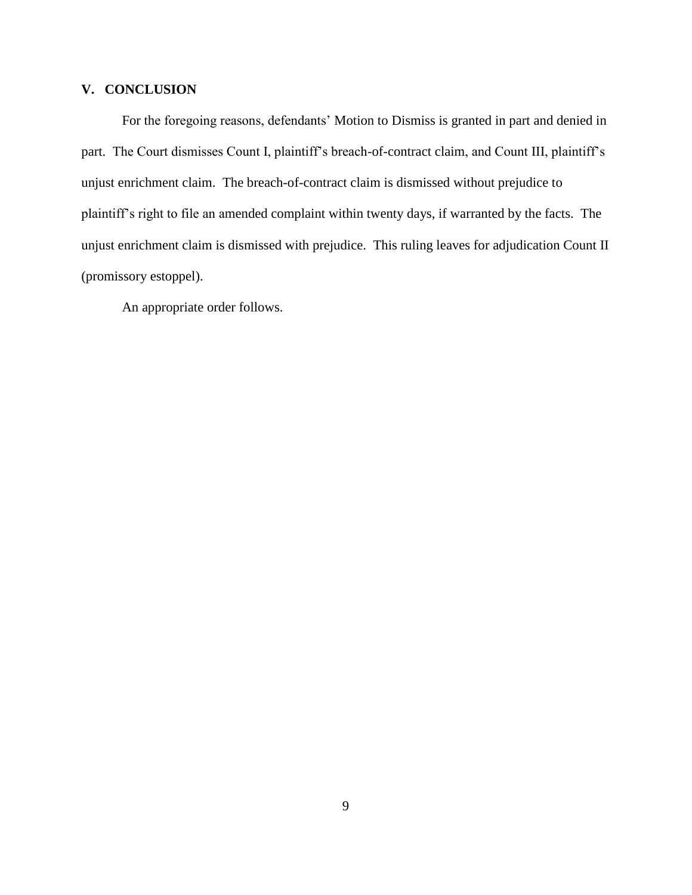## V. CONCLUSION

For the foregoing reasons, defendants' Motion to Dismiss is granted in part and denied in part. The Court dismisses Count I, plaintiff's breach-of-contract claim, and Count III, plaintiff's unjust enrichment claim. The breach-of-contract claim is dismissed without prejudice to plaintiff's right to file an amended complaint within twenty days, if warranted by the facts. The unjust enrichment claim is dismissed with prejudice. This ruling leaves for adjudication Count II (promissory estoppel).

An appropriate order follows.